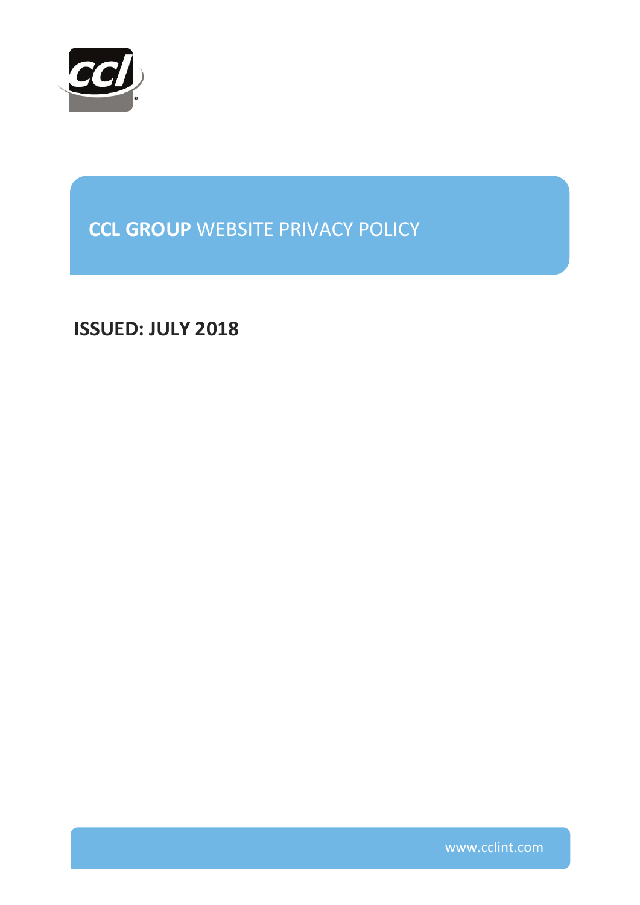# **CCL GROUP** WEBSITE PRIVACY POLICY

## ISSUED: JULY 2018

www.cclint.com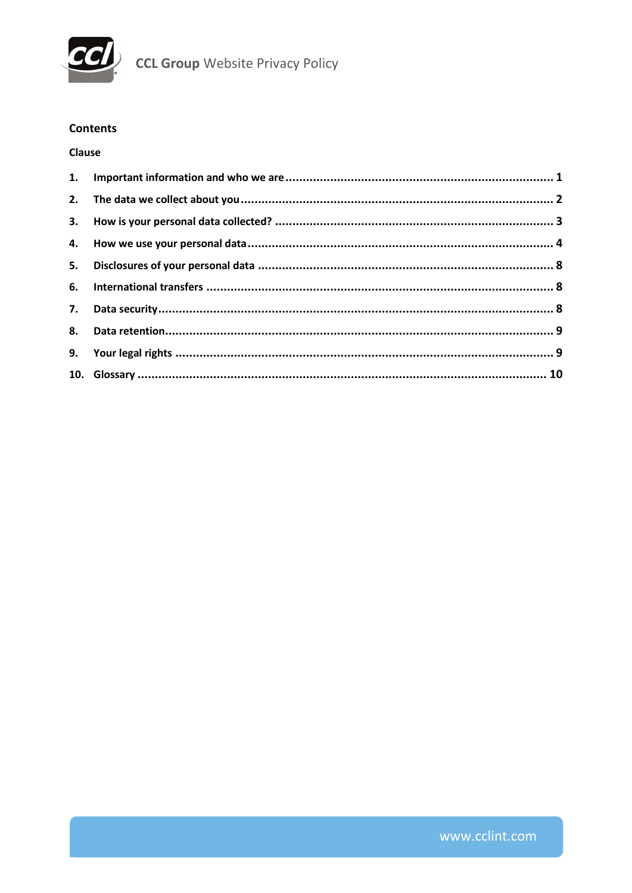## Contents

**Clause**

| | | |
|---|---|---|
| **1.** | **Important information and who we are** | **1** |
| **2.** | **The data we collect about you** | **2** |
| **3.** | **How is your personal data collected?** | **3** |
| **4.** | **How we use your personal data** | **4** |
| **5.** | **Disclosures of your personal data** | **8** |
| **6.** | **International transfers** | **8** |
| **7.** | **Data security** | **8** |
| **8.** | **Data retention** | **9** |
| **9.** | **Your legal rights** | **9** |
| **10.** | **Glossary** | **10** |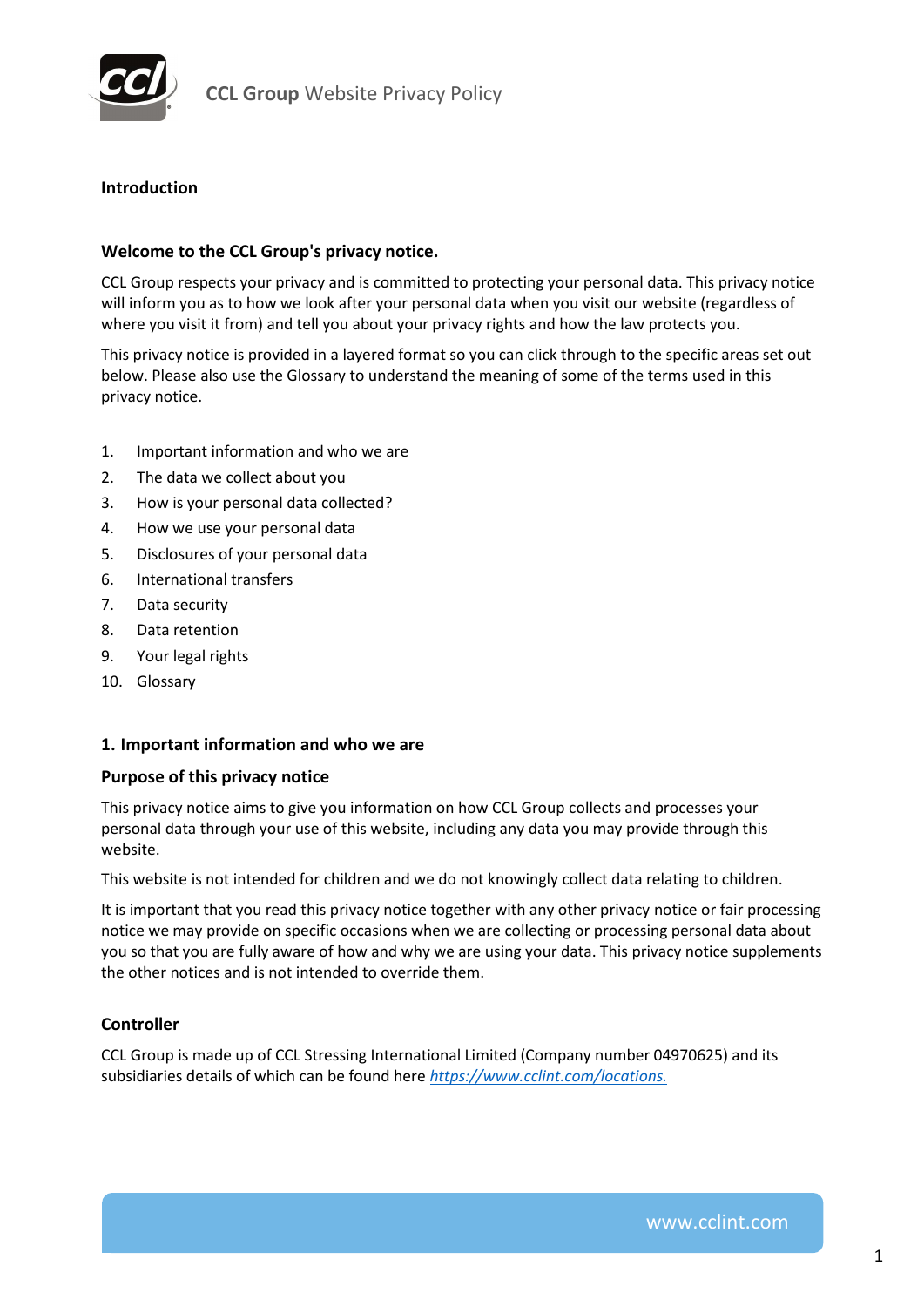## Introduction

### Welcome to the CCL Group's privacy notice.

CCL Group respects your privacy and is committed to protecting your personal data. This privacy notice will inform you as to how we look after your personal data when you visit our website (regardless of where you visit it from) and tell you about your privacy rights and how the law protects you.

This privacy notice is provided in a layered format so you can click through to the specific areas set out below. Please also use the Glossary to understand the meaning of some of the terms used in this privacy notice.

1. Important information and who we are
2. The data we collect about you
3. How is your personal data collected?
4. How we use your personal data
5. Disclosures of your personal data
6. International transfers
7. Data security
8. Data retention
9. Your legal rights
10. Glossary

### 1. Important information and who we are

### Purpose of this privacy notice

This privacy notice aims to give you information on how CCL Group collects and processes your personal data through your use of this website, including any data you may provide through this website.

This website is not intended for children and we do not knowingly collect data relating to children.

It is important that you read this privacy notice together with any other privacy notice or fair processing notice we may provide on specific occasions when we are collecting or processing personal data about you so that you are fully aware of how and why we are using your data. This privacy notice supplements the other notices and is not intended to override them.

### Controller

CCL Group is made up of CCL Stressing International Limited (Company number 04970625) and its subsidiaries details of which can be found here *https://www.cclint.com/locations.*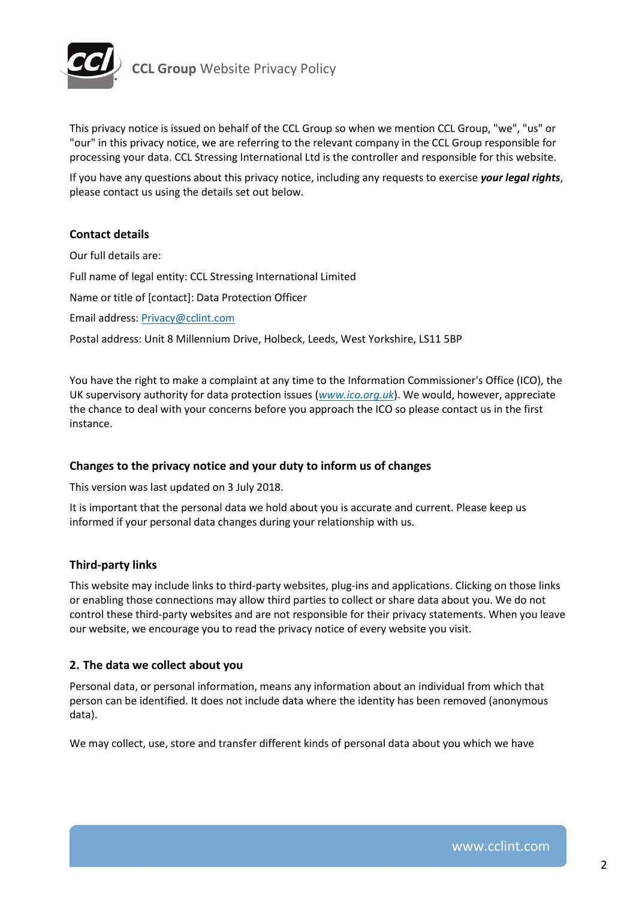This privacy notice is issued on behalf of the CCL Group so when we mention CCL Group, "we", "us" or "our" in this privacy notice, we are referring to the relevant company in the CCL Group responsible for processing your data. CCL Stressing International Ltd is the controller and responsible for this website.

If you have any questions about this privacy notice, including any requests to exercise ***your legal rights***, please contact us using the details set out below.

### Contact details

Our full details are:

Full name of legal entity: CCL Stressing International Limited

Name or title of [contact]: Data Protection Officer

Email address: Privacy@cclint.com

Postal address: Unit 8 Millennium Drive, Holbeck, Leeds, West Yorkshire, LS11 5BP

You have the right to make a complaint at any time to the Information Commissioner's Office (ICO), the UK supervisory authority for data protection issues (*www.ico.org.uk*). We would, however, appreciate the chance to deal with your concerns before you approach the ICO so please contact us in the first instance.

### Changes to the privacy notice and your duty to inform us of changes

This version was last updated on 3 July 2018.

It is important that the personal data we hold about you is accurate and current. Please keep us informed if your personal data changes during your relationship with us.

### Third-party links

This website may include links to third-party websites, plug-ins and applications. Clicking on those links or enabling those connections may allow third parties to collect or share data about you. We do not control these third-party websites and are not responsible for their privacy statements. When you leave our website, we encourage you to read the privacy notice of every website you visit.

### 2. The data we collect about you

Personal data, or personal information, means any information about an individual from which that person can be identified. It does not include data where the identity has been removed (anonymous data).

We may collect, use, store and transfer different kinds of personal data about you which we have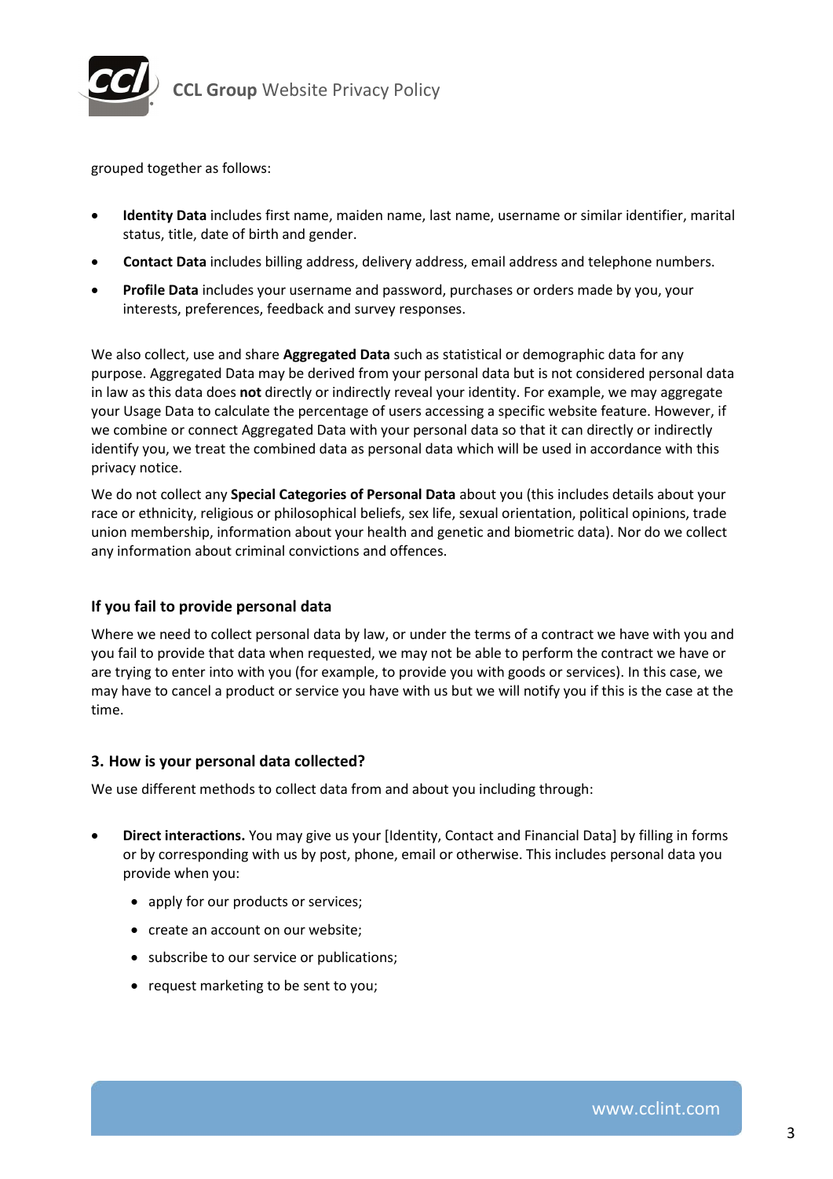grouped together as follows:

- **Identity Data** includes first name, maiden name, last name, username or similar identifier, marital status, title, date of birth and gender.
- **Contact Data** includes billing address, delivery address, email address and telephone numbers.
- **Profile Data** includes your username and password, purchases or orders made by you, your interests, preferences, feedback and survey responses.

We also collect, use and share **Aggregated Data** such as statistical or demographic data for any purpose. Aggregated Data may be derived from your personal data but is not considered personal data in law as this data does **not** directly or indirectly reveal your identity. For example, we may aggregate your Usage Data to calculate the percentage of users accessing a specific website feature. However, if we combine or connect Aggregated Data with your personal data so that it can directly or indirectly identify you, we treat the combined data as personal data which will be used in accordance with this privacy notice.

We do not collect any **Special Categories of Personal Data** about you (this includes details about your race or ethnicity, religious or philosophical beliefs, sex life, sexual orientation, political opinions, trade union membership, information about your health and genetic and biometric data). Nor do we collect any information about criminal convictions and offences.

### If you fail to provide personal data

Where we need to collect personal data by law, or under the terms of a contract we have with you and you fail to provide that data when requested, we may not be able to perform the contract we have or are trying to enter into with you (for example, to provide you with goods or services). In this case, we may have to cancel a product or service you have with us but we will notify you if this is the case at the time.

### 3. How is your personal data collected?

We use different methods to collect data from and about you including through:

- **Direct interactions.** You may give us your [Identity, Contact and Financial Data] by filling in forms or by corresponding with us by post, phone, email or otherwise. This includes personal data you provide when you:
  - apply for our products or services;
  - create an account on our website;
  - subscribe to our service or publications;
  - request marketing to be sent to you;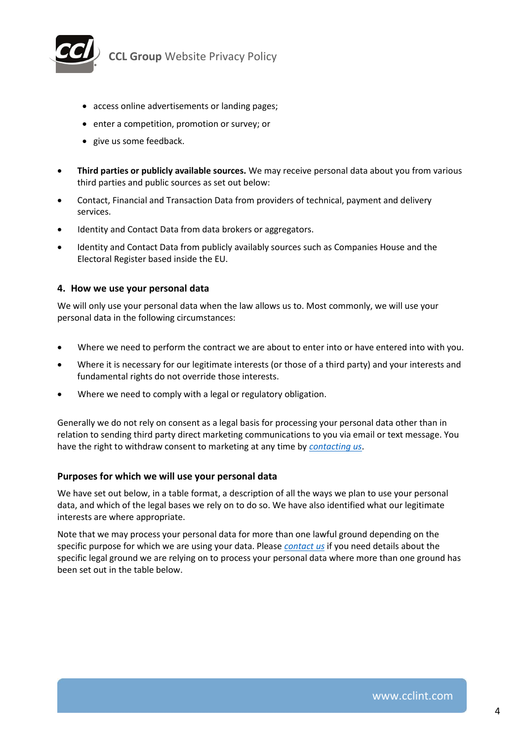- access online advertisements or landing pages;
- enter a competition, promotion or survey; or
- give us some feedback.

- **Third parties or publicly available sources.** We may receive personal data about you from various third parties and public sources as set out below:
- Contact, Financial and Transaction Data from providers of technical, payment and delivery services.
- Identity and Contact Data from data brokers or aggregators.
- Identity and Contact Data from publicly availably sources such as Companies House and the Electoral Register based inside the EU.

### 4. How we use your personal data

We will only use your personal data when the law allows us to. Most commonly, we will use your personal data in the following circumstances:

- Where we need to perform the contract we are about to enter into or have entered into with you.
- Where it is necessary for our legitimate interests (or those of a third party) and your interests and fundamental rights do not override those interests.
- Where we need to comply with a legal or regulatory obligation.

Generally we do not rely on consent as a legal basis for processing your personal data other than in relation to sending third party direct marketing communications to you via email or text message. You have the right to withdraw consent to marketing at any time by *contacting us*.

### Purposes for which we will use your personal data

We have set out below, in a table format, a description of all the ways we plan to use your personal data, and which of the legal bases we rely on to do so. We have also identified what our legitimate interests are where appropriate.

Note that we may process your personal data for more than one lawful ground depending on the specific purpose for which we are using your data. Please *contact us* if you need details about the specific legal ground we are relying on to process your personal data where more than one ground has been set out in the table below.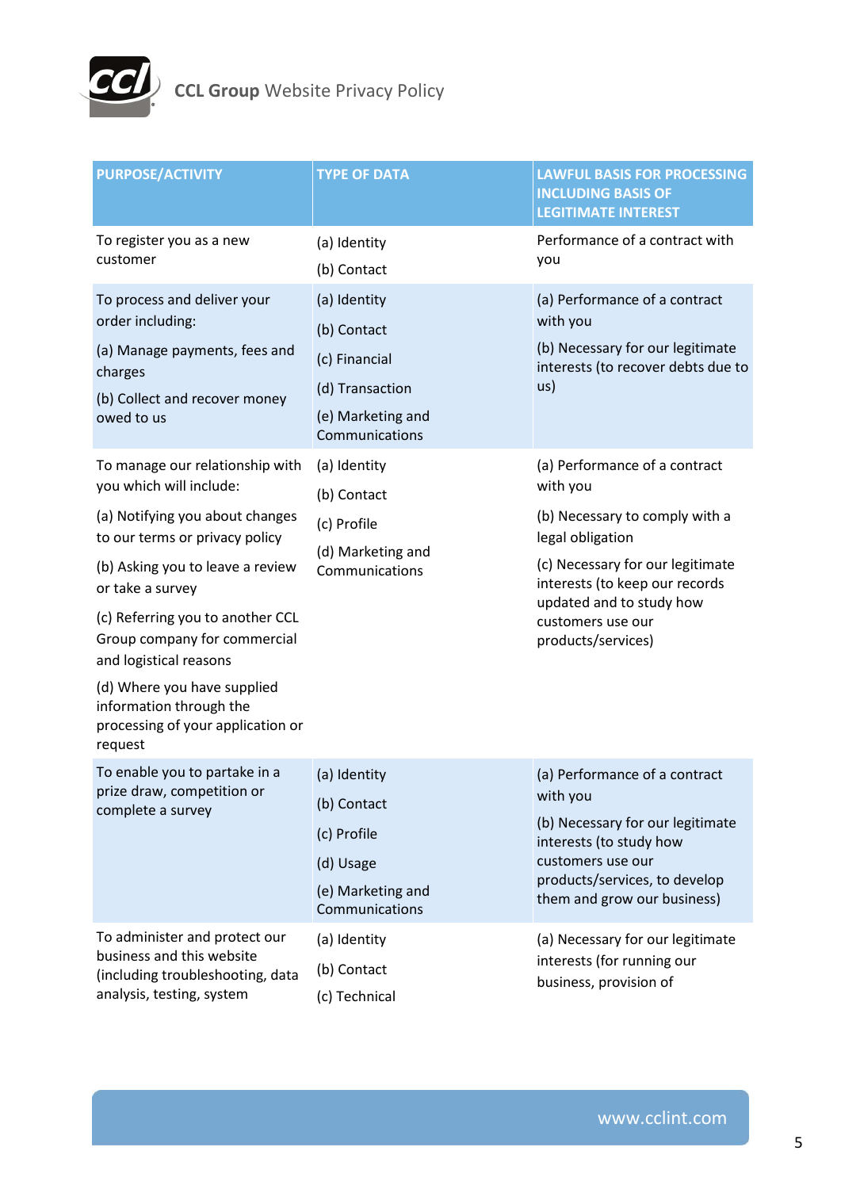| PURPOSE/ACTIVITY | TYPE OF DATA | LAWFUL BASIS FOR PROCESSING INCLUDING BASIS OF LEGITIMATE INTEREST |
|---|---|---|
| To register you as a new customer | (a) Identity<br>(b) Contact | Performance of a contract with you |
| To process and deliver your order including:<br>(a) Manage payments, fees and charges<br>(b) Collect and recover money owed to us | (a) Identity<br>(b) Contact<br>(c) Financial<br>(d) Transaction<br>(e) Marketing and Communications | (a) Performance of a contract with you<br>(b) Necessary for our legitimate interests (to recover debts due to us) |
| To manage our relationship with you which will include:<br>(a) Notifying you about changes to our terms or privacy policy<br>(b) Asking you to leave a review or take a survey<br>(c) Referring you to another CCL Group company for commercial and logistical reasons<br>(d) Where you have supplied information through the processing of your application or request | (a) Identity<br>(b) Contact<br>(c) Profile<br>(d) Marketing and Communications | (a) Performance of a contract with you<br>(b) Necessary to comply with a legal obligation<br>(c) Necessary for our legitimate interests (to keep our records updated and to study how customers use our products/services) |
| To enable you to partake in a prize draw, competition or complete a survey | (a) Identity<br>(b) Contact<br>(c) Profile<br>(d) Usage<br>(e) Marketing and Communications | (a) Performance of a contract with you<br>(b) Necessary for our legitimate interests (to study how customers use our products/services, to develop them and grow our business) |
| To administer and protect our business and this website (including troubleshooting, data analysis, testing, system | (a) Identity<br>(b) Contact<br>(c) Technical | (a) Necessary for our legitimate interests (for running our business, provision of |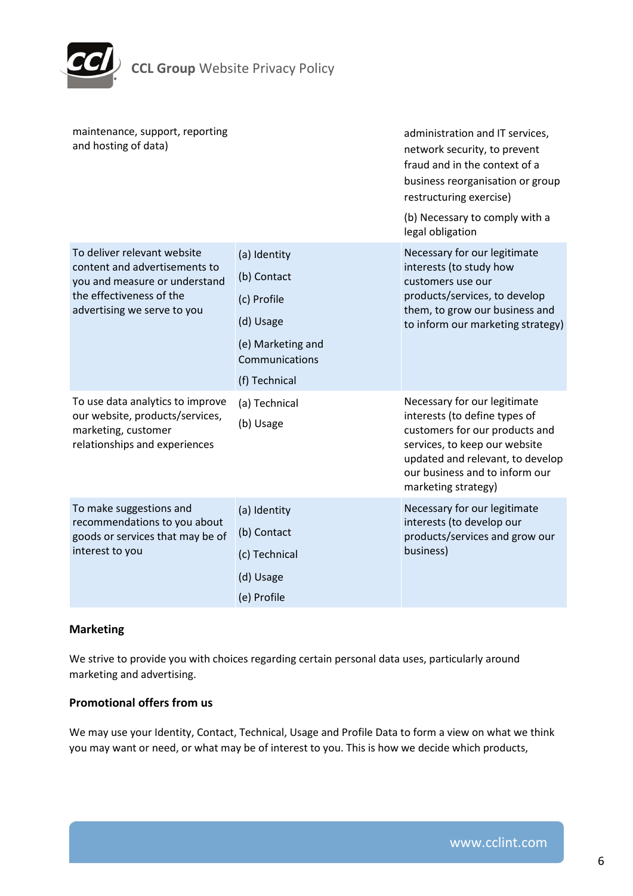| | | |
|---|---|---|
| maintenance, support, reporting and hosting of data) | | administration and IT services, network security, to prevent fraud and in the context of a business reorganisation or group restructuring exercise)<br><br>(b) Necessary to comply with a legal obligation |
| To deliver relevant website content and advertisements to you and measure or understand the effectiveness of the advertising we serve to you | (a) Identity<br>(b) Contact<br>(c) Profile<br>(d) Usage<br>(e) Marketing and Communications<br>(f) Technical | Necessary for our legitimate interests (to study how customers use our products/services, to develop them, to grow our business and to inform our marketing strategy) |
| To use data analytics to improve our website, products/services, marketing, customer relationships and experiences | (a) Technical<br>(b) Usage | Necessary for our legitimate interests (to define types of customers for our products and services, to keep our website updated and relevant, to develop our business and to inform our marketing strategy) |
| To make suggestions and recommendations to you about goods or services that may be of interest to you | (a) Identity<br>(b) Contact<br>(c) Technical<br>(d) Usage<br>(e) Profile | Necessary for our legitimate interests (to develop our products/services and grow our business) |

**Marketing**

We strive to provide you with choices regarding certain personal data uses, particularly around marketing and advertising.

**Promotional offers from us**

We may use your Identity, Contact, Technical, Usage and Profile Data to form a view on what we think you may want or need, or what may be of interest to you. This is how we decide which products,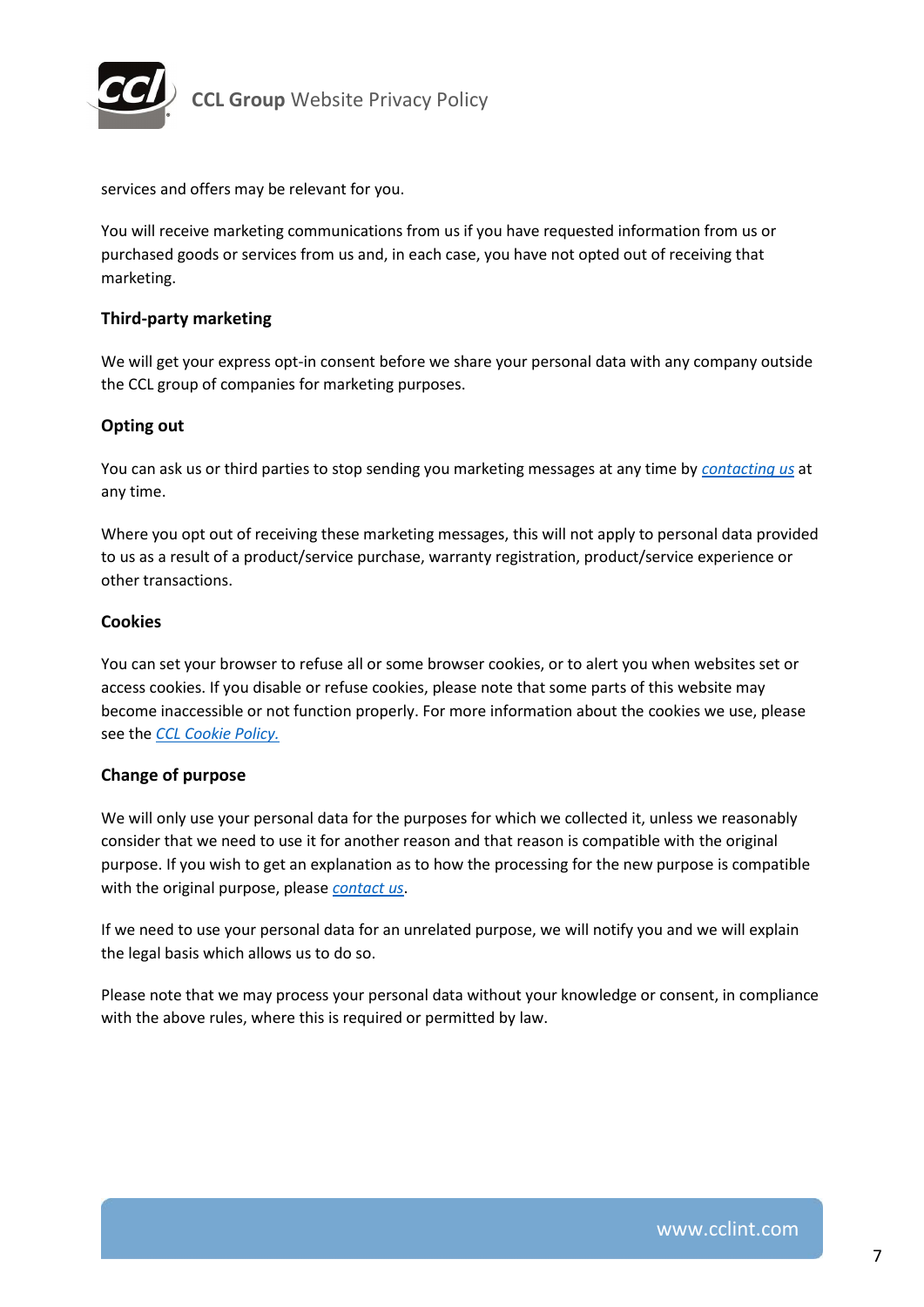services and offers may be relevant for you.

You will receive marketing communications from us if you have requested information from us or purchased goods or services from us and, in each case, you have not opted out of receiving that marketing.

### Third-party marketing

We will get your express opt-in consent before we share your personal data with any company outside the CCL group of companies for marketing purposes.

### Opting out

You can ask us or third parties to stop sending you marketing messages at any time by *contacting us* at any time.

Where you opt out of receiving these marketing messages, this will not apply to personal data provided to us as a result of a product/service purchase, warranty registration, product/service experience or other transactions.

### Cookies

You can set your browser to refuse all or some browser cookies, or to alert you when websites set or access cookies. If you disable or refuse cookies, please note that some parts of this website may become inaccessible or not function properly. For more information about the cookies we use, please see the *CCL Cookie Policy.*

### Change of purpose

We will only use your personal data for the purposes for which we collected it, unless we reasonably consider that we need to use it for another reason and that reason is compatible with the original purpose. If you wish to get an explanation as to how the processing for the new purpose is compatible with the original purpose, please *contact us*.

If we need to use your personal data for an unrelated purpose, we will notify you and we will explain the legal basis which allows us to do so.

Please note that we may process your personal data without your knowledge or consent, in compliance with the above rules, where this is required or permitted by law.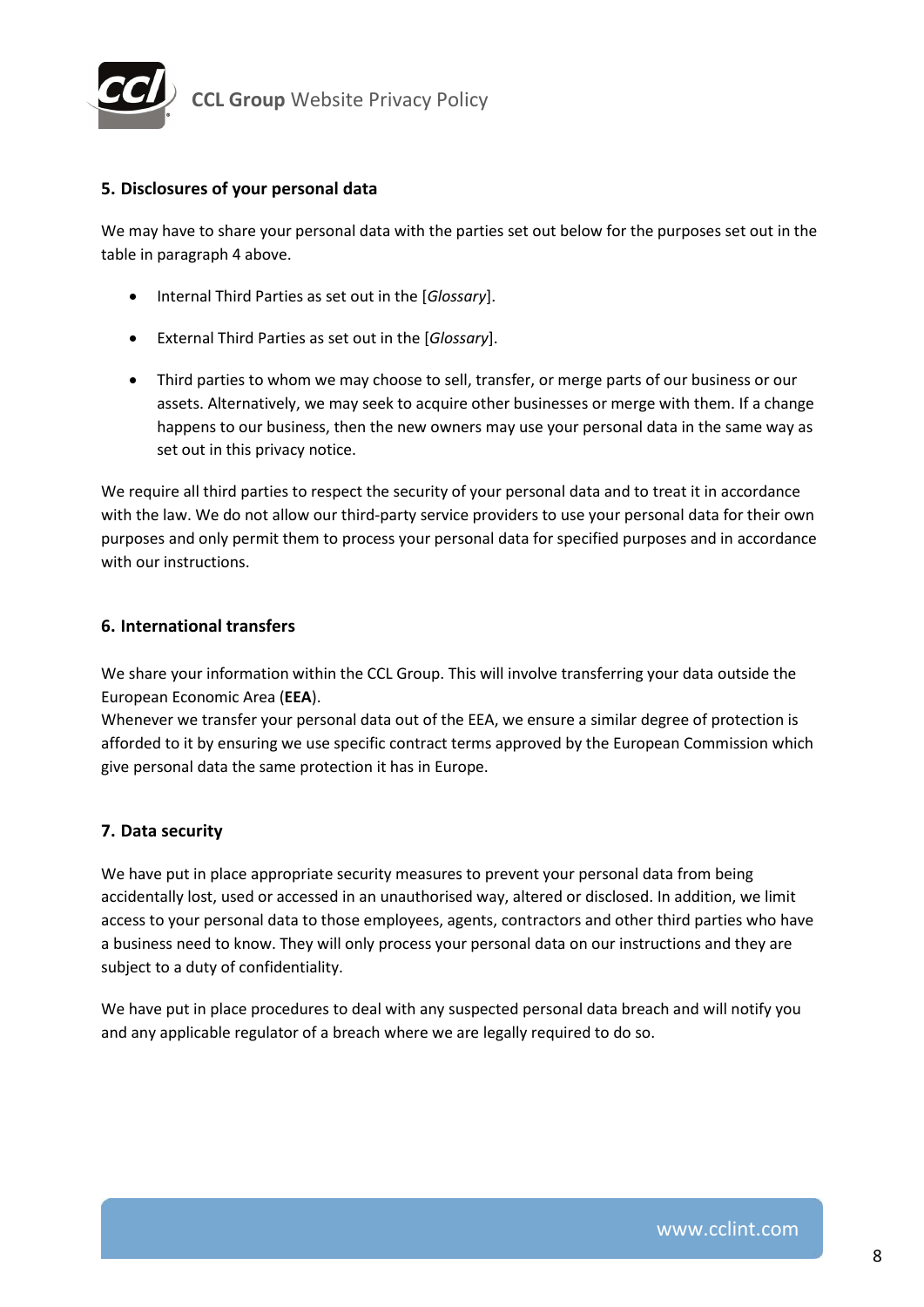## 5. Disclosures of your personal data

We may have to share your personal data with the parties set out below for the purposes set out in the table in paragraph 4 above.

- Internal Third Parties as set out in the [*Glossary*].
- External Third Parties as set out in the [*Glossary*].
- Third parties to whom we may choose to sell, transfer, or merge parts of our business or our assets. Alternatively, we may seek to acquire other businesses or merge with them. If a change happens to our business, then the new owners may use your personal data in the same way as set out in this privacy notice.

We require all third parties to respect the security of your personal data and to treat it in accordance with the law. We do not allow our third-party service providers to use your personal data for their own purposes and only permit them to process your personal data for specified purposes and in accordance with our instructions.

## 6. International transfers

We share your information within the CCL Group. This will involve transferring your data outside the European Economic Area (**EEA**).
Whenever we transfer your personal data out of the EEA, we ensure a similar degree of protection is afforded to it by ensuring we use specific contract terms approved by the European Commission which give personal data the same protection it has in Europe.

## 7. Data security

We have put in place appropriate security measures to prevent your personal data from being accidentally lost, used or accessed in an unauthorised way, altered or disclosed. In addition, we limit access to your personal data to those employees, agents, contractors and other third parties who have a business need to know. They will only process your personal data on our instructions and they are subject to a duty of confidentiality.

We have put in place procedures to deal with any suspected personal data breach and will notify you and any applicable regulator of a breach where we are legally required to do so.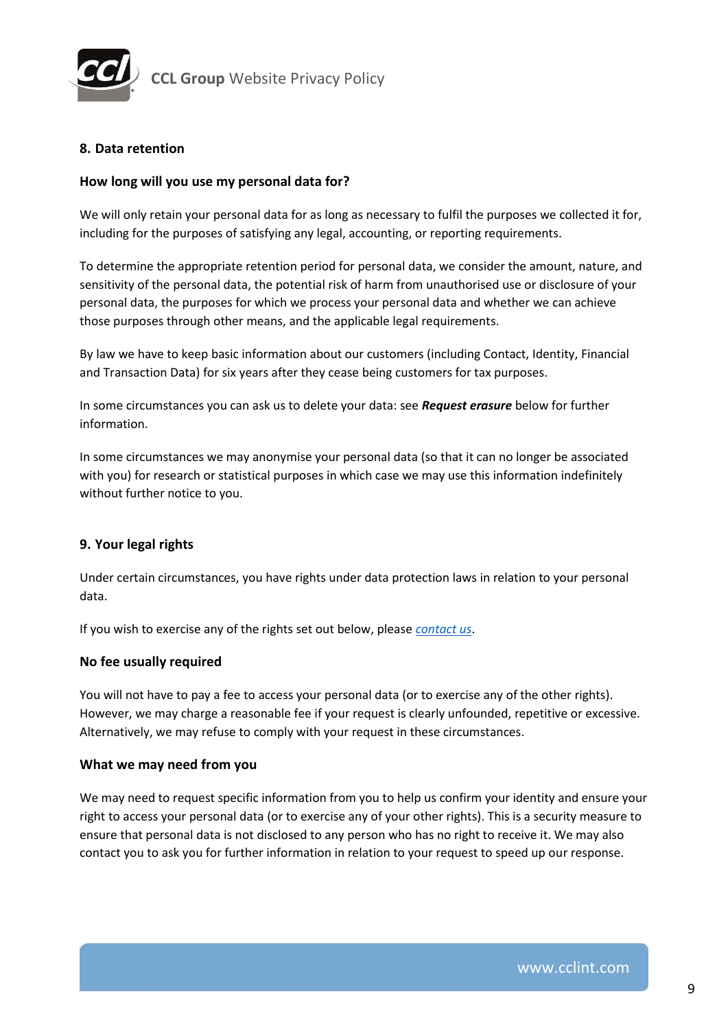## 8. Data retention

### How long will you use my personal data for?

We will only retain your personal data for as long as necessary to fulfil the purposes we collected it for, including for the purposes of satisfying any legal, accounting, or reporting requirements.

To determine the appropriate retention period for personal data, we consider the amount, nature, and sensitivity of the personal data, the potential risk of harm from unauthorised use or disclosure of your personal data, the purposes for which we process your personal data and whether we can achieve those purposes through other means, and the applicable legal requirements.

By law we have to keep basic information about our customers (including Contact, Identity, Financial and Transaction Data) for six years after they cease being customers for tax purposes.

In some circumstances you can ask us to delete your data: see ***Request erasure*** below for further information.

In some circumstances we may anonymise your personal data (so that it can no longer be associated with you) for research or statistical purposes in which case we may use this information indefinitely without further notice to you.

## 9. Your legal rights

Under certain circumstances, you have rights under data protection laws in relation to your personal data.

If you wish to exercise any of the rights set out below, please *contact us*.

### No fee usually required

You will not have to pay a fee to access your personal data (or to exercise any of the other rights). However, we may charge a reasonable fee if your request is clearly unfounded, repetitive or excessive. Alternatively, we may refuse to comply with your request in these circumstances.

### What we may need from you

We may need to request specific information from you to help us confirm your identity and ensure your right to access your personal data (or to exercise any of your other rights). This is a security measure to ensure that personal data is not disclosed to any person who has no right to receive it. We may also contact you to ask you for further information in relation to your request to speed up our response.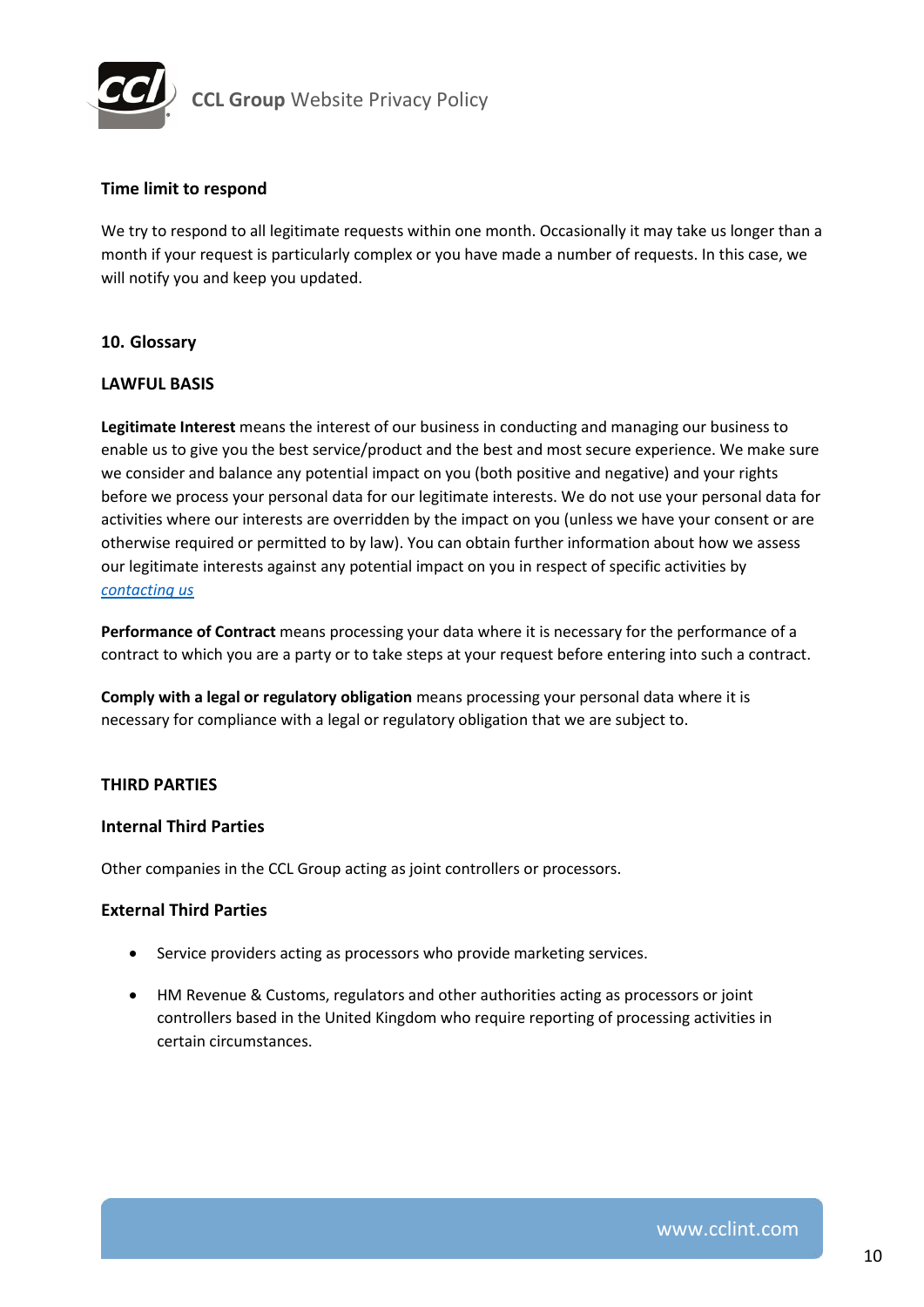### Time limit to respond

We try to respond to all legitimate requests within one month. Occasionally it may take us longer than a month if your request is particularly complex or you have made a number of requests. In this case, we will notify you and keep you updated.

## 10. Glossary

### LAWFUL BASIS

**Legitimate Interest** means the interest of our business in conducting and managing our business to enable us to give you the best service/product and the best and most secure experience. We make sure we consider and balance any potential impact on you (both positive and negative) and your rights before we process your personal data for our legitimate interests. We do not use your personal data for activities where our interests are overridden by the impact on you (unless we have your consent or are otherwise required or permitted to by law). You can obtain further information about how we assess our legitimate interests against any potential impact on you in respect of specific activities by *contacting us*

**Performance of Contract** means processing your data where it is necessary for the performance of a contract to which you are a party or to take steps at your request before entering into such a contract.

**Comply with a legal or regulatory obligation** means processing your personal data where it is necessary for compliance with a legal or regulatory obligation that we are subject to.

### THIRD PARTIES

### Internal Third Parties

Other companies in the CCL Group acting as joint controllers or processors.

### External Third Parties

- Service providers acting as processors who provide marketing services.
- HM Revenue & Customs, regulators and other authorities acting as processors or joint controllers based in the United Kingdom who require reporting of processing activities in certain circumstances.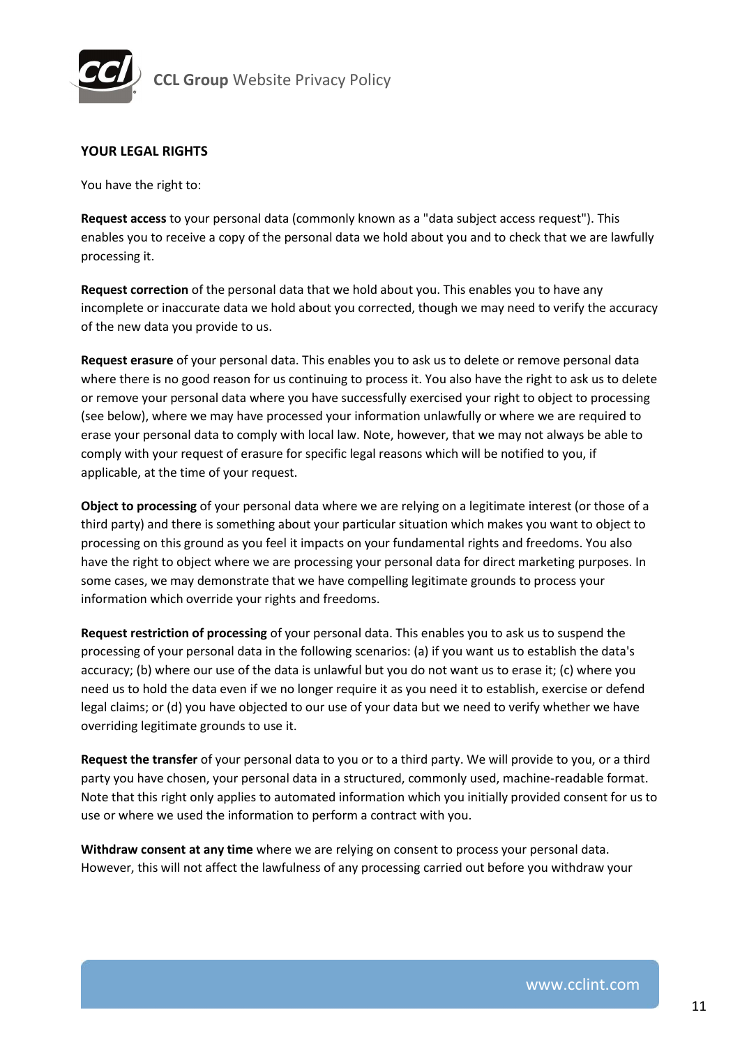## YOUR LEGAL RIGHTS

You have the right to:

**Request access** to your personal data (commonly known as a "data subject access request"). This enables you to receive a copy of the personal data we hold about you and to check that we are lawfully processing it.

**Request correction** of the personal data that we hold about you. This enables you to have any incomplete or inaccurate data we hold about you corrected, though we may need to verify the accuracy of the new data you provide to us.

**Request erasure** of your personal data. This enables you to ask us to delete or remove personal data where there is no good reason for us continuing to process it. You also have the right to ask us to delete or remove your personal data where you have successfully exercised your right to object to processing (see below), where we may have processed your information unlawfully or where we are required to erase your personal data to comply with local law. Note, however, that we may not always be able to comply with your request of erasure for specific legal reasons which will be notified to you, if applicable, at the time of your request.

**Object to processing** of your personal data where we are relying on a legitimate interest (or those of a third party) and there is something about your particular situation which makes you want to object to processing on this ground as you feel it impacts on your fundamental rights and freedoms. You also have the right to object where we are processing your personal data for direct marketing purposes. In some cases, we may demonstrate that we have compelling legitimate grounds to process your information which override your rights and freedoms.

**Request restriction of processing** of your personal data. This enables you to ask us to suspend the processing of your personal data in the following scenarios: (a) if you want us to establish the data's accuracy; (b) where our use of the data is unlawful but you do not want us to erase it; (c) where you need us to hold the data even if we no longer require it as you need it to establish, exercise or defend legal claims; or (d) you have objected to our use of your data but we need to verify whether we have overriding legitimate grounds to use it.

**Request the transfer** of your personal data to you or to a third party. We will provide to you, or a third party you have chosen, your personal data in a structured, commonly used, machine-readable format. Note that this right only applies to automated information which you initially provided consent for us to use or where we used the information to perform a contract with you.

**Withdraw consent at any time** where we are relying on consent to process your personal data. However, this will not affect the lawfulness of any processing carried out before you withdraw your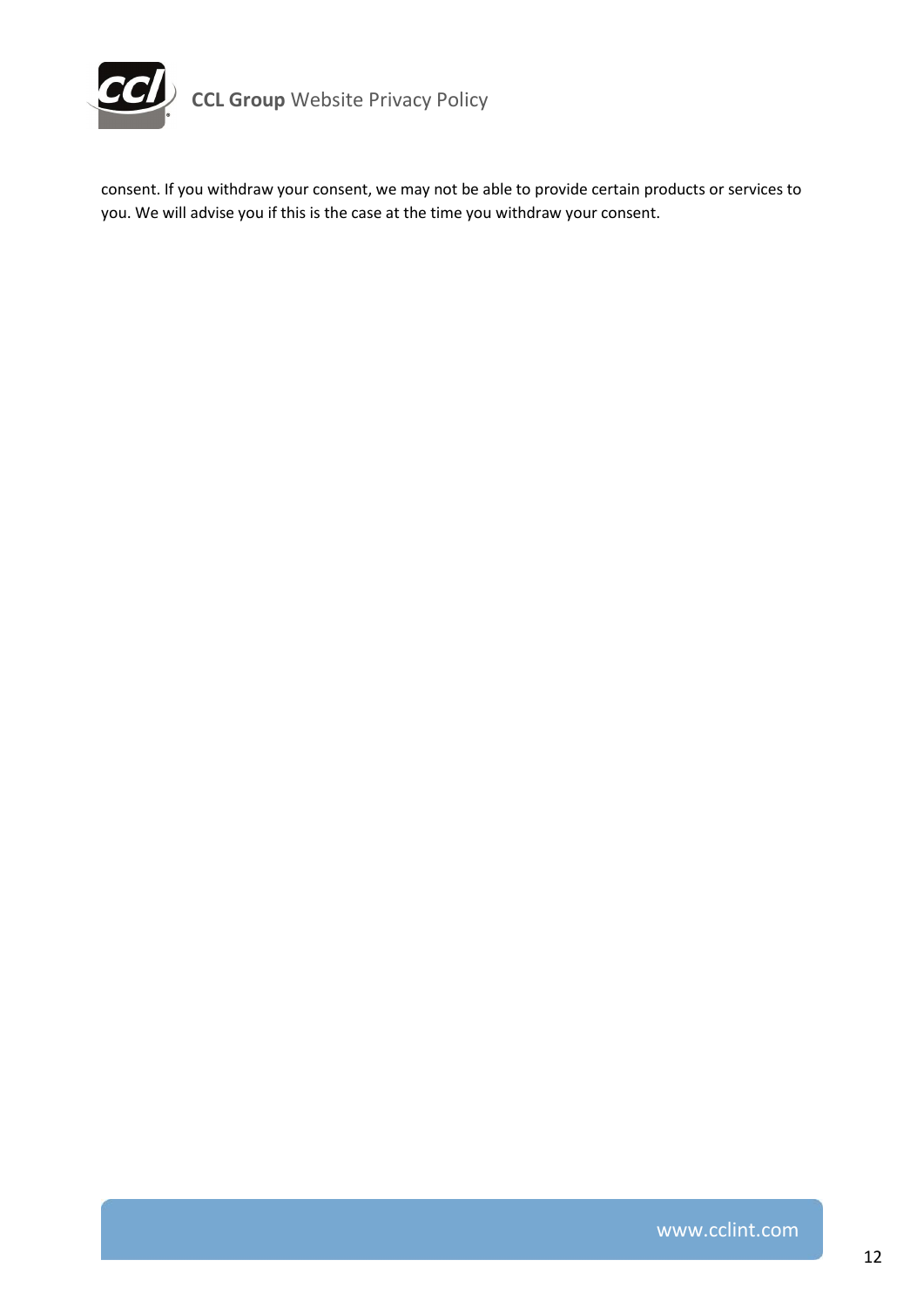consent. If you withdraw your consent, we may not be able to provide certain products or services to you. We will advise you if this is the case at the time you withdraw your consent.